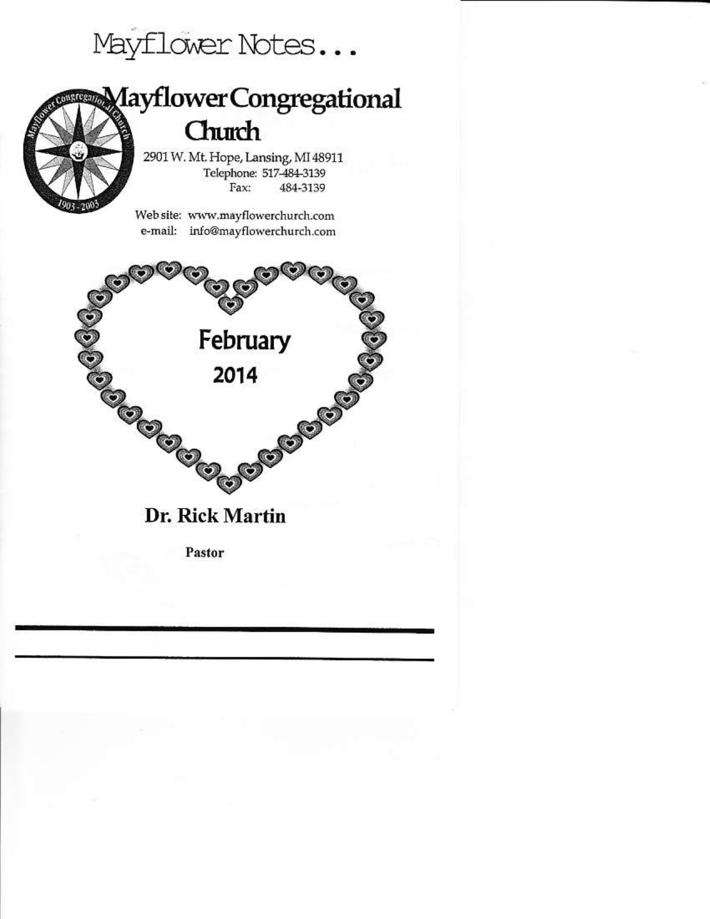# Mayflower Notes...

## Mayflower Congregational Church

2901 W. Mt. Hope, Lansing, MI 48911
Telephone: 517-484-3139
Fax: 484-3139

Web site: www.mayflowerchurch.com
e-mail: info@mayflowerchurch.com

**February**
**2014**

## Dr. Rick Martin

**Pastor**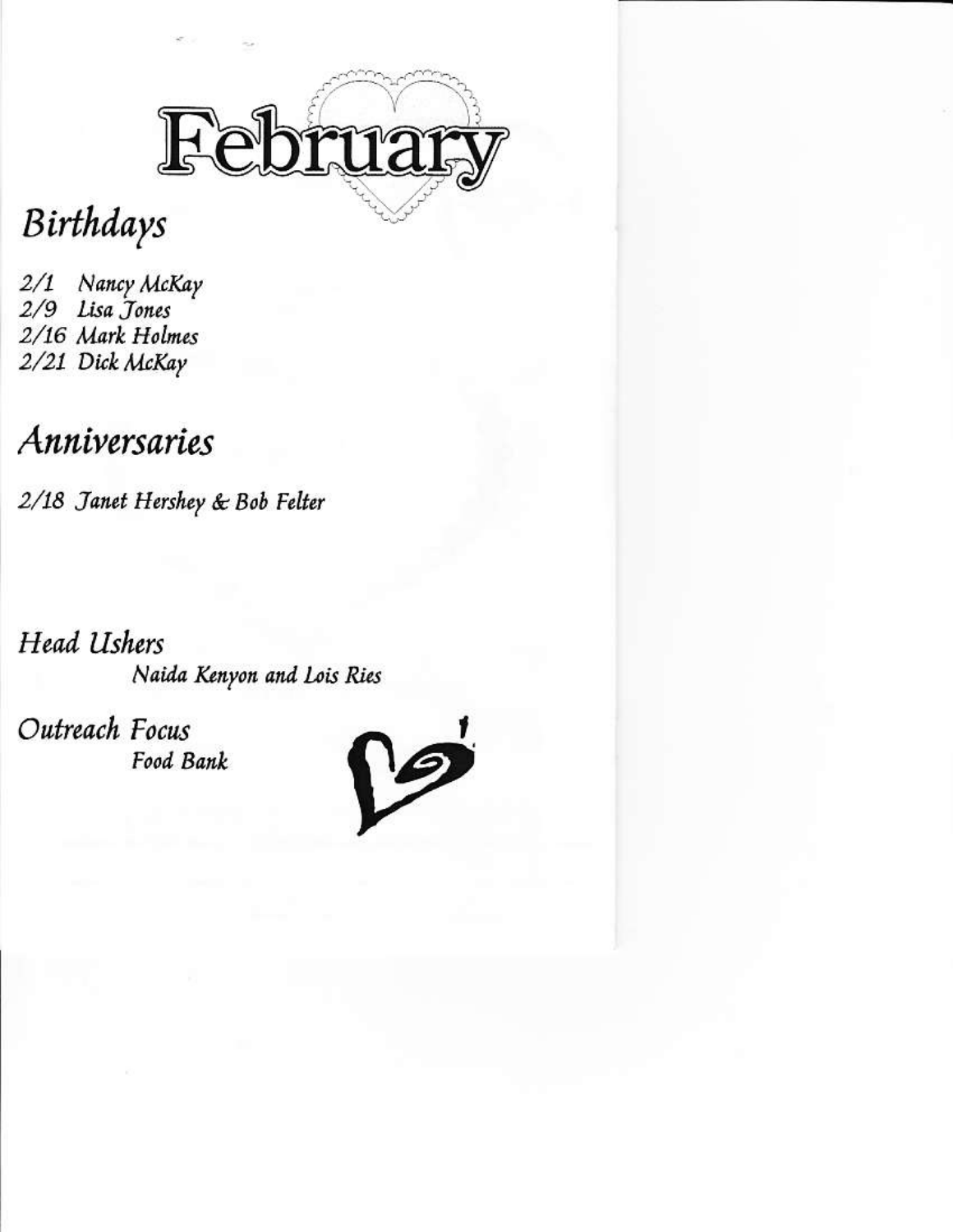# February

## *Birthdays*

*2/1 Nancy McKay*
*2/9 Lisa Jones*
*2/16 Mark Holmes*
*2/21 Dick McKay*

## *Anniversaries*

*2/18 Janet Hershey & Bob Felter*

## *Head Ushers*

*Naida Kenyon and Lois Ries*

## *Outreach Focus*

*Food Bank*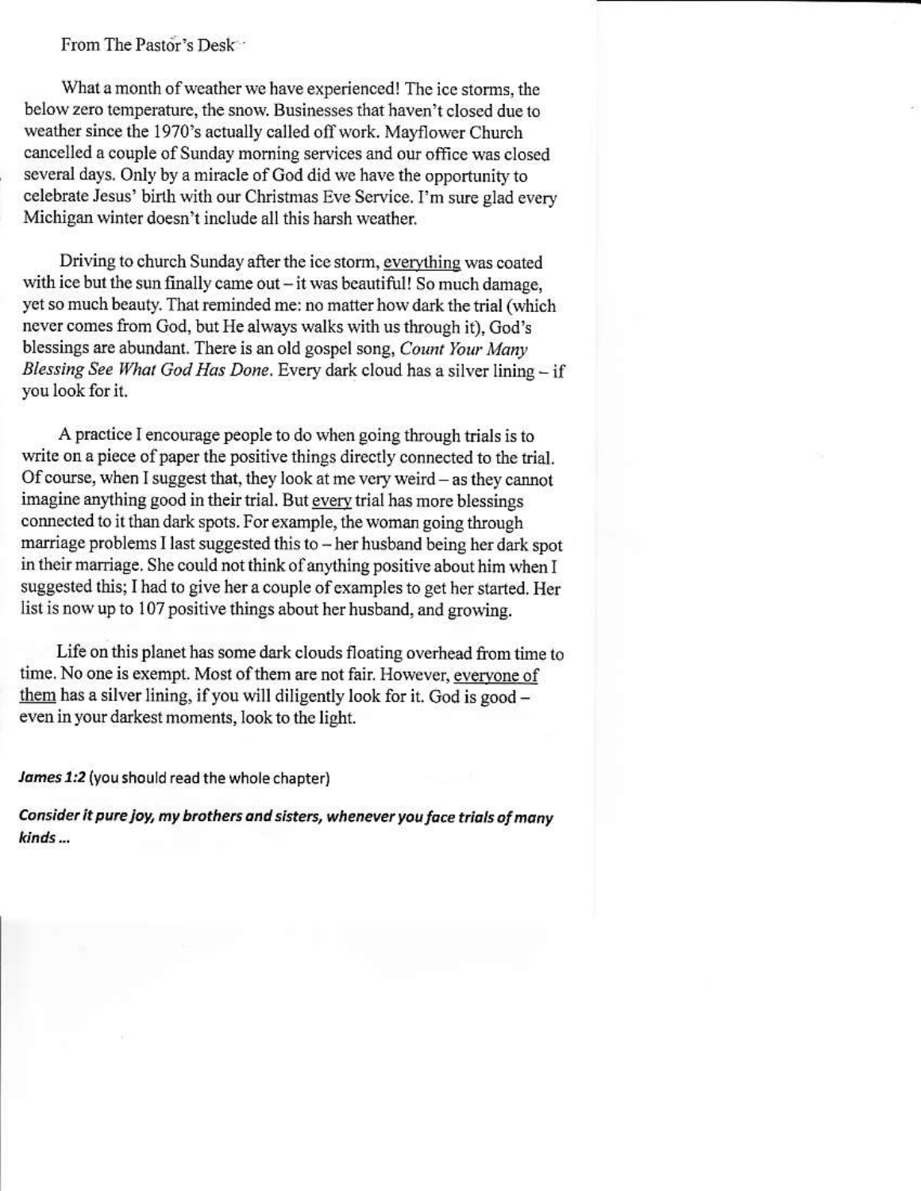From The Pastor's Desk

What a month of weather we have experienced! The ice storms, the below zero temperature, the snow. Businesses that haven't closed due to weather since the 1970's actually called off work. Mayflower Church cancelled a couple of Sunday morning services and our office was closed several days. Only by a miracle of God did we have the opportunity to celebrate Jesus' birth with our Christmas Eve Service. I'm sure glad every Michigan winter doesn't include all this harsh weather.

Driving to church Sunday after the ice storm, <u>everything</u> was coated with ice but the sun finally came out – it was beautiful! So much damage, yet so much beauty. That reminded me: no matter how dark the trial (which never comes from God, but He always walks with us through it), God's blessings are abundant. There is an old gospel song, *Count Your Many Blessing See What God Has Done*. Every dark cloud has a silver lining – if you look for it.

A practice I encourage people to do when going through trials is to write on a piece of paper the positive things directly connected to the trial. Of course, when I suggest that, they look at me very weird – as they cannot imagine anything good in their trial. But <u>every</u> trial has more blessings connected to it than dark spots. For example, the woman going through marriage problems I last suggested this to – her husband being her dark spot in their marriage. She could not think of anything positive about him when I suggested this; I had to give her a couple of examples to get her started. Her list is now up to 107 positive things about her husband, and growing.

Life on this planet has some dark clouds floating overhead from time to time. No one is exempt. Most of them are not fair. However, <u>everyone of them</u> has a silver lining, if you will diligently look for it. God is good – even in your darkest moments, look to the light.

***James 1:2*** (you should read the whole chapter)

***Consider it pure joy, my brothers and sisters, whenever you face trials of many kinds ...***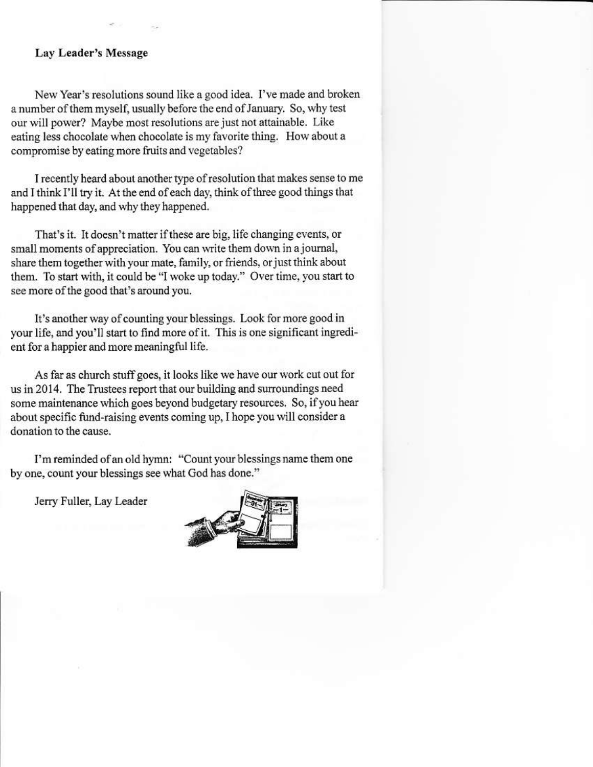**Lay Leader's Message**

New Year's resolutions sound like a good idea. I've made and broken a number of them myself, usually before the end of January. So, why test our will power? Maybe most resolutions are just not attainable. Like eating less chocolate when chocolate is my favorite thing. How about a compromise by eating more fruits and vegetables?

I recently heard about another type of resolution that makes sense to me and I think I'll try it. At the end of each day, think of three good things that happened that day, and why they happened.

That's it. It doesn't matter if these are big, life changing events, or small moments of appreciation. You can write them down in a journal, share them together with your mate, family, or friends, or just think about them. To start with, it could be "I woke up today." Over time, you start to see more of the good that's around you.

It's another way of counting your blessings. Look for more good in your life, and you'll start to find more of it. This is one significant ingredient for a happier and more meaningful life.

As far as church stuff goes, it looks like we have our work cut out for us in 2014. The Trustees report that our building and surroundings need some maintenance which goes beyond budgetary resources. So, if you hear about specific fund-raising events coming up, I hope you will consider a donation to the cause.

I'm reminded of an old hymn: "Count your blessings name them one by one, count your blessings see what God has done."

Jerry Fuller, Lay Leader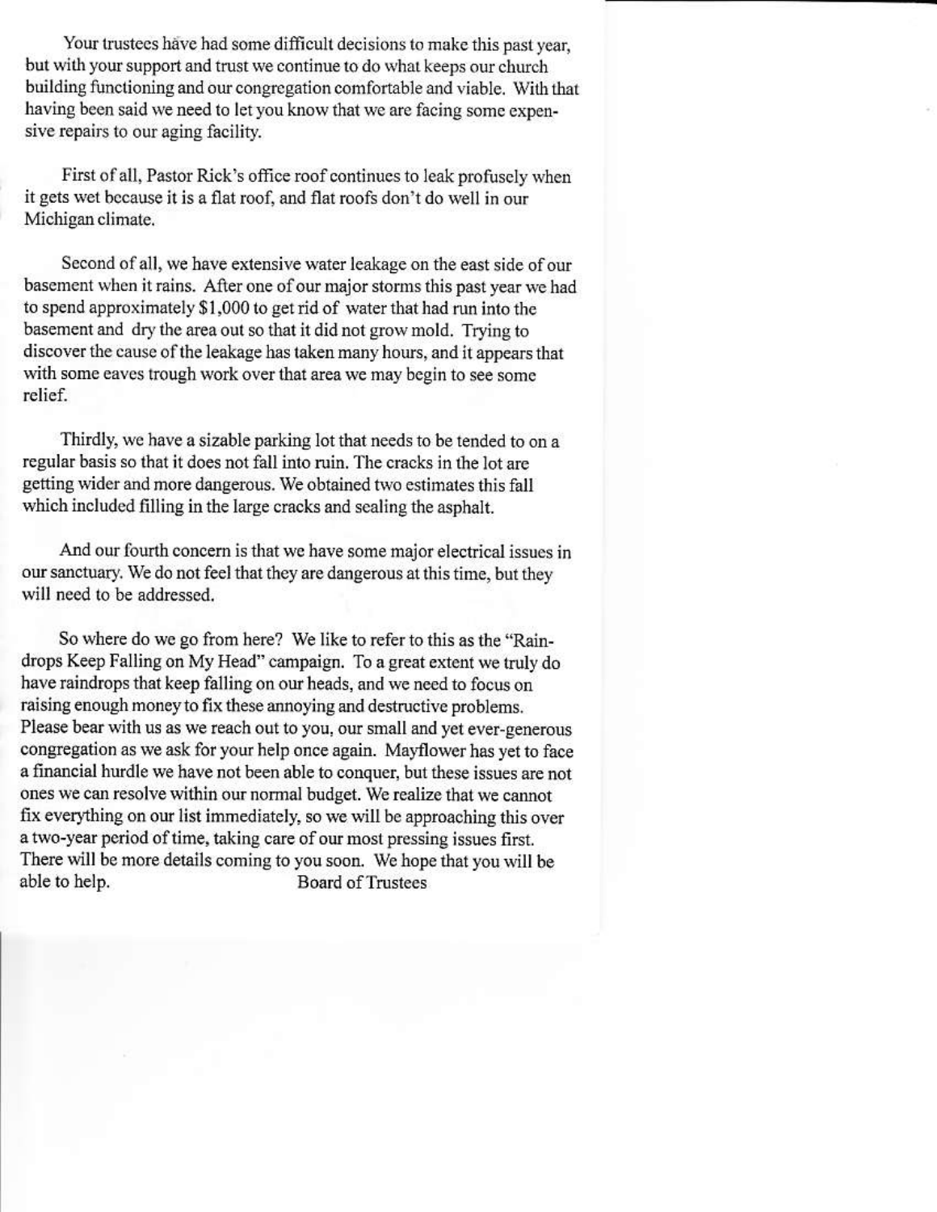Your trustees have had some difficult decisions to make this past year, but with your support and trust we continue to do what keeps our church building functioning and our congregation comfortable and viable. With that having been said we need to let you know that we are facing some expensive repairs to our aging facility.

First of all, Pastor Rick's office roof continues to leak profusely when it gets wet because it is a flat roof, and flat roofs don't do well in our Michigan climate.

Second of all, we have extensive water leakage on the east side of our basement when it rains. After one of our major storms this past year we had to spend approximately $1,000 to get rid of water that had run into the basement and dry the area out so that it did not grow mold. Trying to discover the cause of the leakage has taken many hours, and it appears that with some eaves trough work over that area we may begin to see some relief.

Thirdly, we have a sizable parking lot that needs to be tended to on a regular basis so that it does not fall into ruin. The cracks in the lot are getting wider and more dangerous. We obtained two estimates this fall which included filling in the large cracks and sealing the asphalt.

And our fourth concern is that we have some major electrical issues in our sanctuary. We do not feel that they are dangerous at this time, but they will need to be addressed.

So where do we go from here? We like to refer to this as the "Raindrops Keep Falling on My Head" campaign. To a great extent we truly do have raindrops that keep falling on our heads, and we need to focus on raising enough money to fix these annoying and destructive problems. Please bear with us as we reach out to you, our small and yet ever-generous congregation as we ask for your help once again. Mayflower has yet to face a financial hurdle we have not been able to conquer, but these issues are not ones we can resolve within our normal budget. We realize that we cannot fix everything on our list immediately, so we will be approaching this over a two-year period of time, taking care of our most pressing issues first. There will be more details coming to you soon. We hope that you will be able to help.

Board of Trustees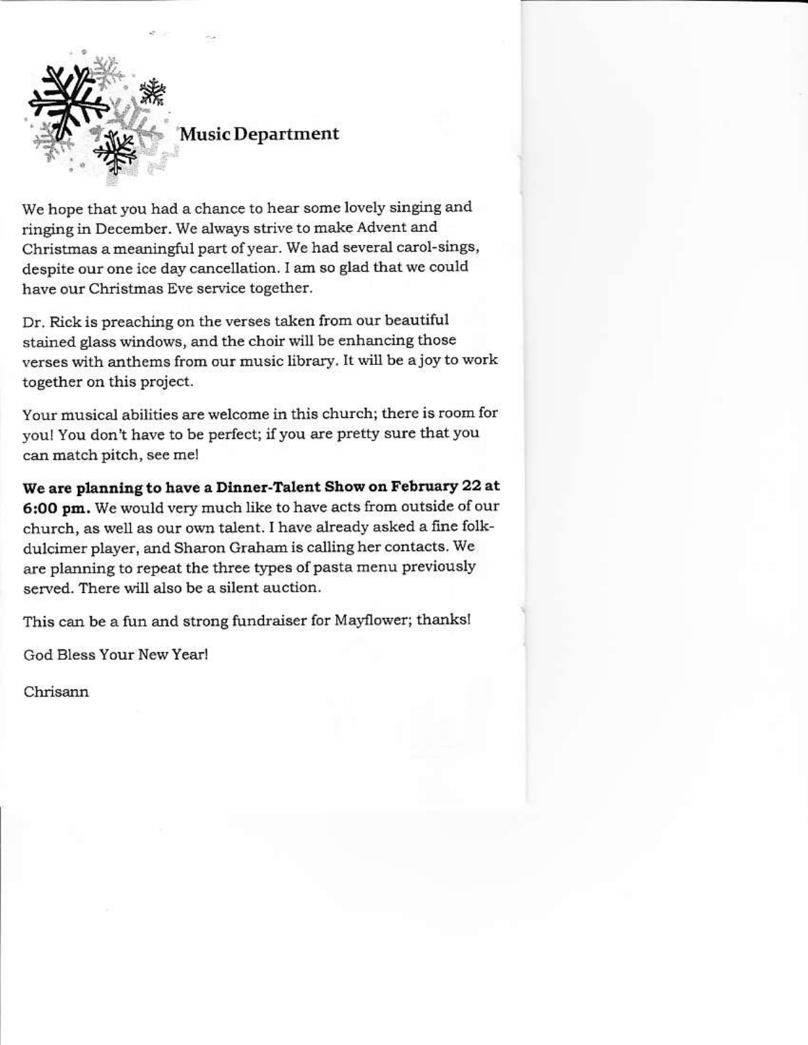## Music Department

We hope that you had a chance to hear some lovely singing and ringing in December. We always strive to make Advent and Christmas a meaningful part of year. We had several carol-sings, despite our one ice day cancellation. I am so glad that we could have our Christmas Eve service together.

Dr. Rick is preaching on the verses taken from our beautiful stained glass windows, and the choir will be enhancing those verses with anthems from our music library. It will be a joy to work together on this project.

Your musical abilities are welcome in this church; there is room for you! You don't have to be perfect; if you are pretty sure that you can match pitch, see me!

**We are planning to have a Dinner-Talent Show on February 22 at 6:00 pm.** We would very much like to have acts from outside of our church, as well as our own talent. I have already asked a fine folk-dulcimer player, and Sharon Graham is calling her contacts. We are planning to repeat the three types of pasta menu previously served. There will also be a silent auction.

This can be a fun and strong fundraiser for Mayflower; thanks!

God Bless Your New Year!

Chrisann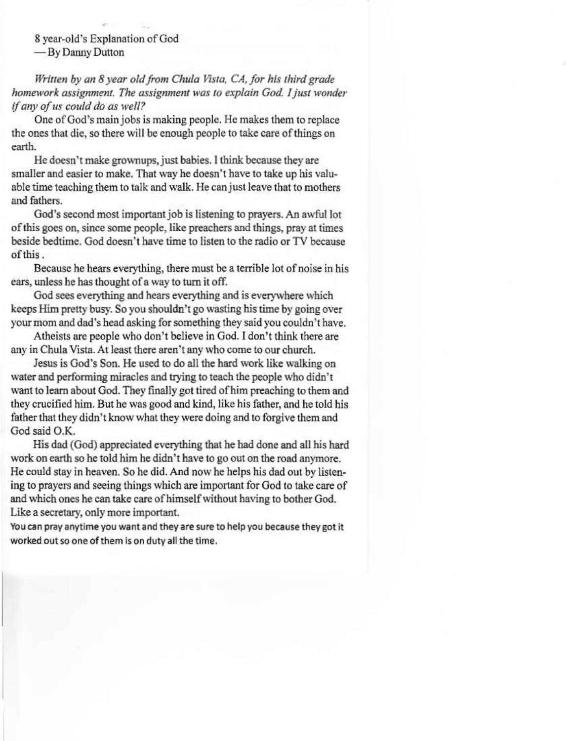8 year-old's Explanation of God
— By Danny Dutton

*Written by an 8 year old from Chula Vista, CA, for his third grade homework assignment. The assignment was to explain God. I just wonder if any of us could do as well?*

One of God's main jobs is making people. He makes them to replace the ones that die, so there will be enough people to take care of things on earth.

He doesn't make grownups, just babies. I think because they are smaller and easier to make. That way he doesn't have to take up his valuable time teaching them to talk and walk. He can just leave that to mothers and fathers.

God's second most important job is listening to prayers. An awful lot of this goes on, since some people, like preachers and things, pray at times beside bedtime. God doesn't have time to listen to the radio or TV because of this.

Because he hears everything, there must be a terrible lot of noise in his ears, unless he has thought of a way to turn it off.

God sees everything and hears everything and is everywhere which keeps Him pretty busy. So you shouldn't go wasting his time by going over your mom and dad's head asking for something they said you couldn't have.

Atheists are people who don't believe in God. I don't think there are any in Chula Vista. At least there aren't any who come to our church.

Jesus is God's Son. He used to do all the hard work like walking on water and performing miracles and trying to teach the people who didn't want to learn about God. They finally got tired of him preaching to them and they crucified him. But he was good and kind, like his father, and he told his father that they didn't know what they were doing and to forgive them and God said O.K.

His dad (God) appreciated everything that he had done and all his hard work on earth so he told him he didn't have to go out on the road anymore. He could stay in heaven. So he did. And now he helps his dad out by listening to prayers and seeing things which are important for God to take care of and which ones he can take care of himself without having to bother God. Like a secretary, only more important.

You can pray anytime you want and they are sure to help you because they got it worked out so one of them is on duty all the time.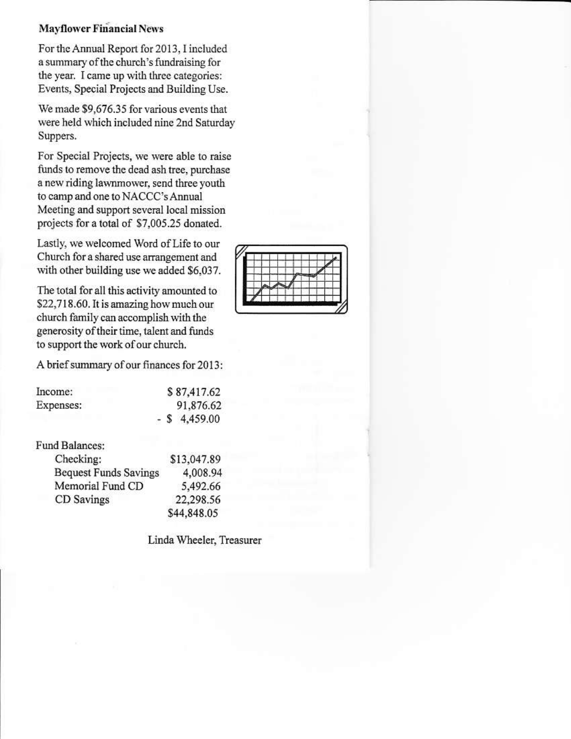**Mayflower Financial News**

For the Annual Report for 2013, I included a summary of the church's fundraising for the year. I came up with three categories: Events, Special Projects and Building Use.

We made $9,676.35 for various events that were held which included nine 2nd Saturday Suppers.

For Special Projects, we were able to raise funds to remove the dead ash tree, purchase a new riding lawnmower, send three youth to camp and one to NACCC's Annual Meeting and support several local mission projects for a total of $7,005.25 donated.

Lastly, we welcomed Word of Life to our Church for a shared use arrangement and with other building use we added $6,037.

The total for all this activity amounted to $22,718.60. It is amazing how much our church family can accomplish with the generosity of their time, talent and funds to support the work of our church.

A brief summary of our finances for 2013:

| | |
|---|---|
| Income: | $ 87,417.62 |
| Expenses: | 91,876.62 |
| | - $ 4,459.00 |

Fund Balances:

| | |
|---|---|
| Checking: | $13,047.89 |
| Bequest Funds Savings | 4,008.94 |
| Memorial Fund CD | 5,492.66 |
| CD Savings | 22,298.56 |
| | $44,848.05 |

Linda Wheeler, Treasurer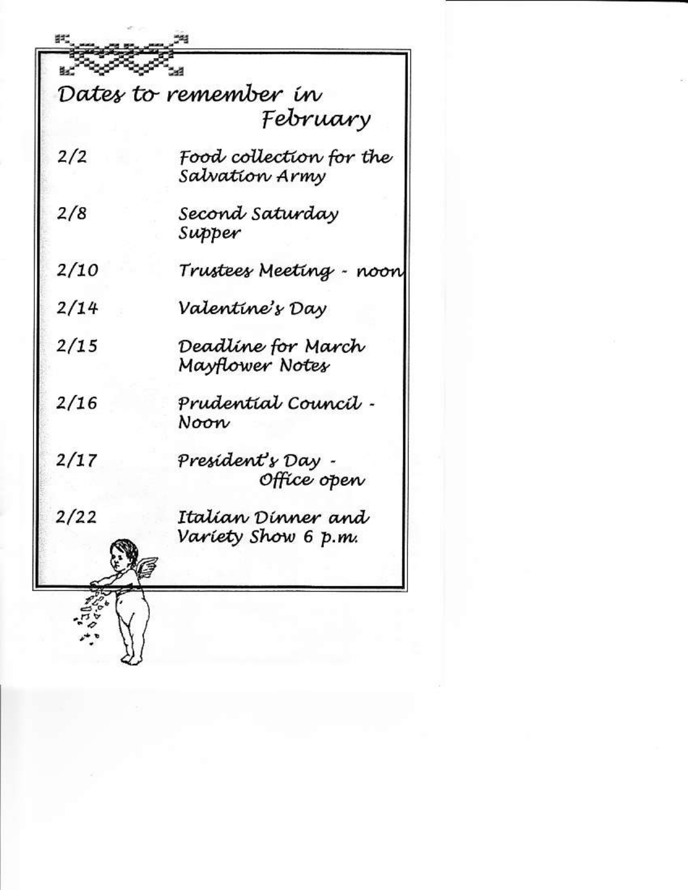## Dates to remember in February

| | |
|---|---|
| 2/2 | Food collection for the Salvation Army |
| 2/8 | Second Saturday Supper |
| 2/10 | Trustees Meeting - noon |
| 2/14 | Valentine's Day |
| 2/15 | Deadline for March Mayflower Notes |
| 2/16 | Prudential Council - Noon |
| 2/17 | President's Day - Office open |
| 2/22 | Italian Dinner and Variety Show 6 p.m. |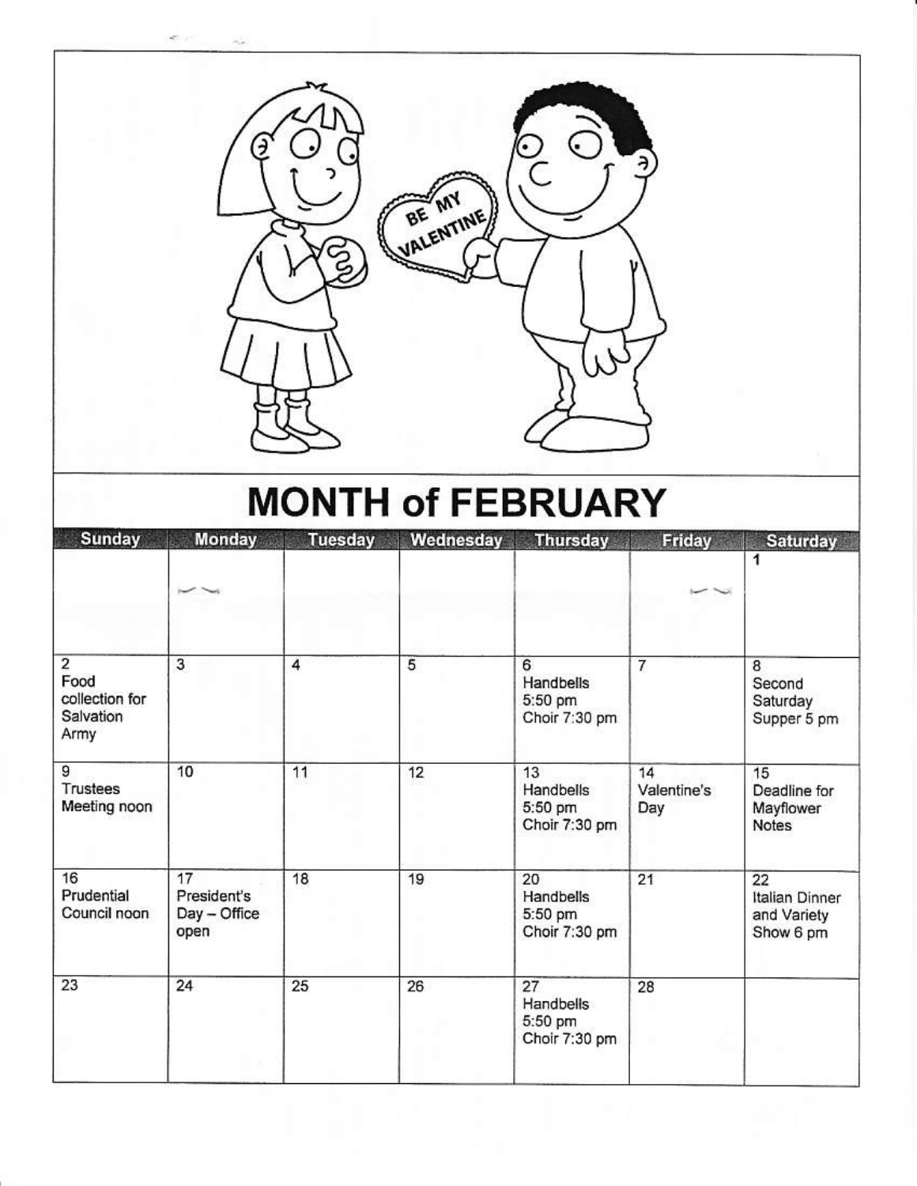# MONTH of FEBRUARY

| Sunday | Monday | Tuesday | Wednesday | Thursday | Friday | Saturday |
|---|---|---|---|---|---|---|
| | | | | | | 1 |
| 2 Food collection for Salvation Army | 3 | 4 | 5 | 6 Handbells 5:50 pm Choir 7:30 pm | 7 | 8 Second Saturday Supper 5 pm |
| 9 Trustees Meeting noon | 10 | 11 | 12 | 13 Handbells 5:50 pm Choir 7:30 pm | 14 Valentine's Day | 15 Deadline for Mayflower Notes |
| 16 Prudential Council noon | 17 President's Day – Office open | 18 | 19 | 20 Handbells 5:50 pm Choir 7:30 pm | 21 | 22 Italian Dinner and Variety Show 6 pm |
| 23 | 24 | 25 | 26 | 27 Handbells 5:50 pm Choir 7:30 pm | 28 | |